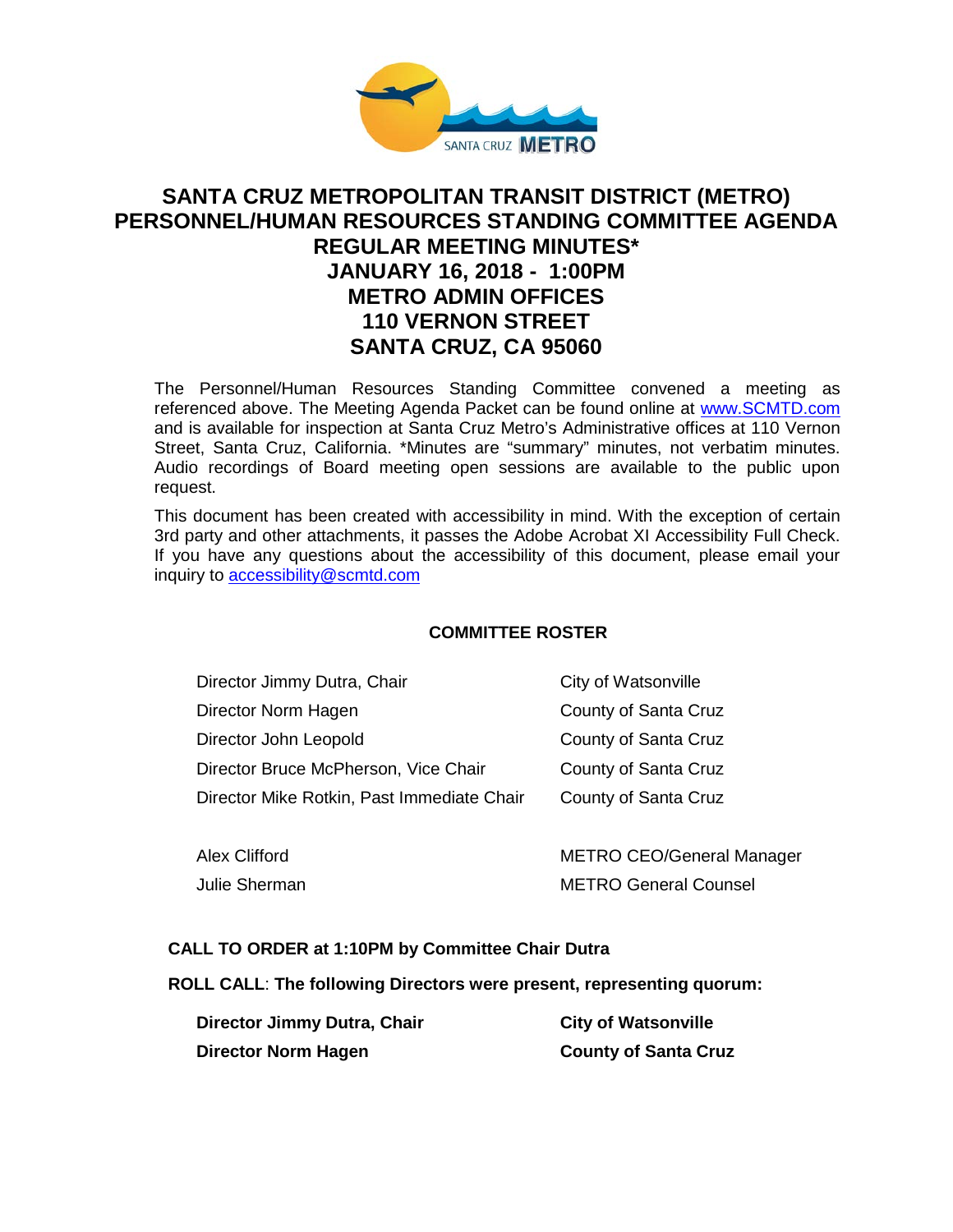# SANTA CRUZ METROPOLITAN TRANSIT DISTRICT (METRO) PERSONNEL/HUMAN RESOURCES STANDING COMMITTEE AGENDA REGULAR MEETING MINUTES* JANUARY 16, 2018 - 1:00PM METRO ADMIN OFFICES 110 VERNON STREET SANTA CRUZ, CA 95060

The Personnel/Human Resources Standing Committee convened a meeting as referenced above. The Meeting Agenda Packet can be found online at www.SCMTD.com and is available for inspection at Santa Cruz Metro's Administrative offices at 110 Vernon Street, Santa Cruz, California. *Minutes are "summary" minutes, not verbatim minutes. Audio recordings of Board meeting open sessions are available to the public upon request.

This document has been created with accessibility in mind. With the exception of certain 3rd party and other attachments, it passes the Adobe Acrobat XI Accessibility Full Check. If you have any questions about the accessibility of this document, please email your inquiry to accessibility@scmtd.com

## COMMITTEE ROSTER

| | |
|---|---|
| Director Jimmy Dutra, Chair | City of Watsonville |
| Director Norm Hagen | County of Santa Cruz |
| Director John Leopold | County of Santa Cruz |
| Director Bruce McPherson, Vice Chair | County of Santa Cruz |
| Director Mike Rotkin, Past Immediate Chair | County of Santa Cruz |
| | |
| Alex Clifford | METRO CEO/General Manager |
| Julie Sherman | METRO General Counsel |

**CALL TO ORDER at 1:10PM by Committee Chair Dutra**

**ROLL CALL**: **The following Directors were present, representing quorum:**

| | |
|---|---|
| **Director Jimmy Dutra, Chair** | **City of Watsonville** |
| **Director Norm Hagen** | **County of Santa Cruz** |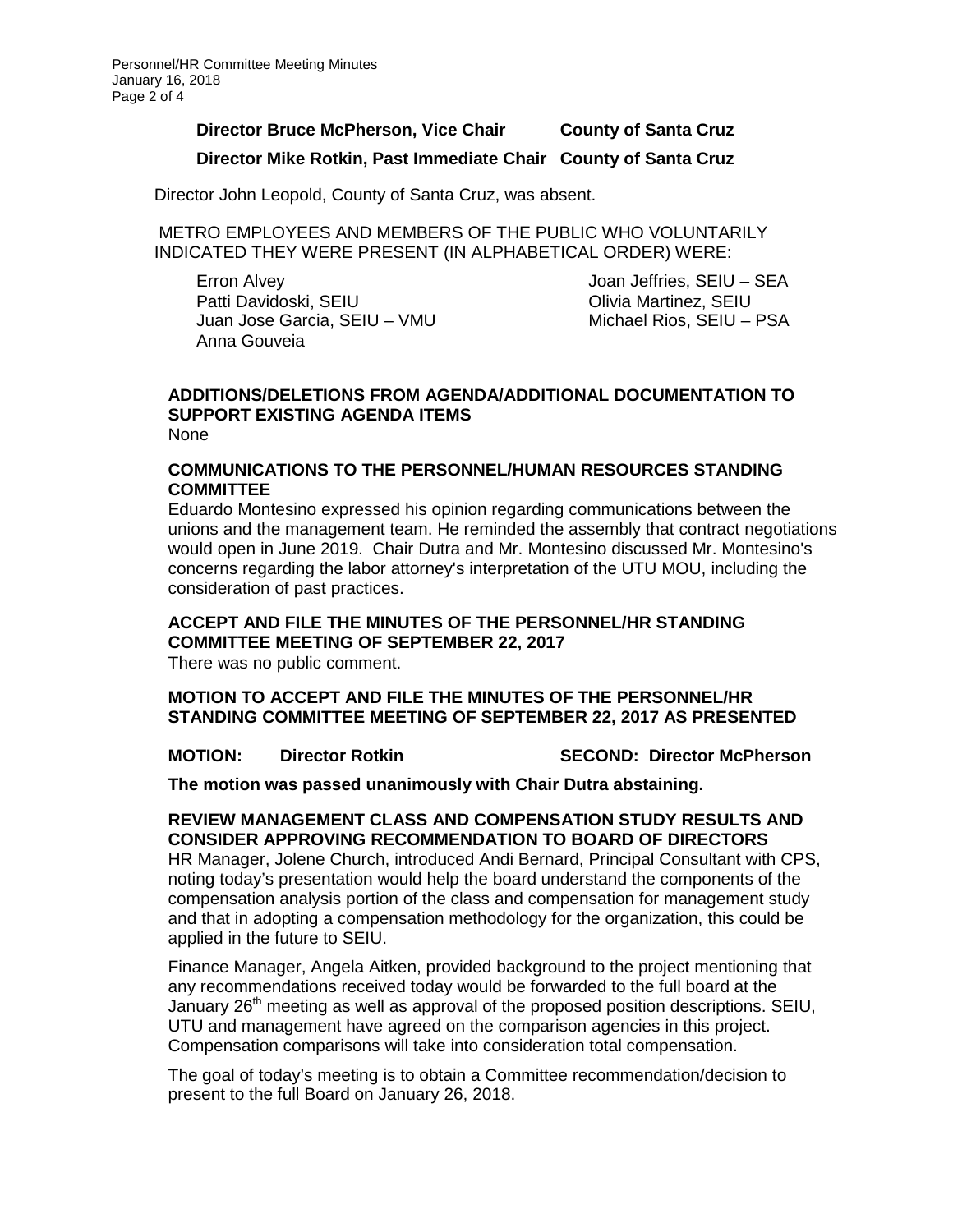**Director Bruce McPherson, Vice Chair** **County of Santa Cruz**

**Director Mike Rotkin, Past Immediate Chair** **County of Santa Cruz**

Director John Leopold, County of Santa Cruz, was absent.

METRO EMPLOYEES AND MEMBERS OF THE PUBLIC WHO VOLUNTARILY INDICATED THEY WERE PRESENT (IN ALPHABETICAL ORDER) WERE:

Erron Alvey
Patti Davidoski, SEIU
Juan Jose Garcia, SEIU – VMU
Anna Gouveia
Joan Jeffries, SEIU – SEA
Olivia Martinez, SEIU
Michael Rios, SEIU – PSA

**ADDITIONS/DELETIONS FROM AGENDA/ADDITIONAL DOCUMENTATION TO SUPPORT EXISTING AGENDA ITEMS**
None

**COMMUNICATIONS TO THE PERSONNEL/HUMAN RESOURCES STANDING COMMITTEE**
Eduardo Montesino expressed his opinion regarding communications between the unions and the management team. He reminded the assembly that contract negotiations would open in June 2019. Chair Dutra and Mr. Montesino discussed Mr. Montesino's concerns regarding the labor attorney's interpretation of the UTU MOU, including the consideration of past practices.

**ACCEPT AND FILE THE MINUTES OF THE PERSONNEL/HR STANDING COMMITTEE MEETING OF SEPTEMBER 22, 2017**
There was no public comment.

**MOTION TO ACCEPT AND FILE THE MINUTES OF THE PERSONNEL/HR STANDING COMMITTEE MEETING OF SEPTEMBER 22, 2017 AS PRESENTED**

**MOTION: Director Rotkin** **SECOND: Director McPherson**

**The motion was passed unanimously with Chair Dutra abstaining.**

**REVIEW MANAGEMENT CLASS AND COMPENSATION STUDY RESULTS AND CONSIDER APPROVING RECOMMENDATION TO BOARD OF DIRECTORS**
HR Manager, Jolene Church, introduced Andi Bernard, Principal Consultant with CPS, noting today's presentation would help the board understand the components of the compensation analysis portion of the class and compensation for management study and that in adopting a compensation methodology for the organization, this could be applied in the future to SEIU.

Finance Manager, Angela Aitken, provided background to the project mentioning that any recommendations received today would be forwarded to the full board at the January 26th meeting as well as approval of the proposed position descriptions. SEIU, UTU and management have agreed on the comparison agencies in this project. Compensation comparisons will take into consideration total compensation.

The goal of today's meeting is to obtain a Committee recommendation/decision to present to the full Board on January 26, 2018.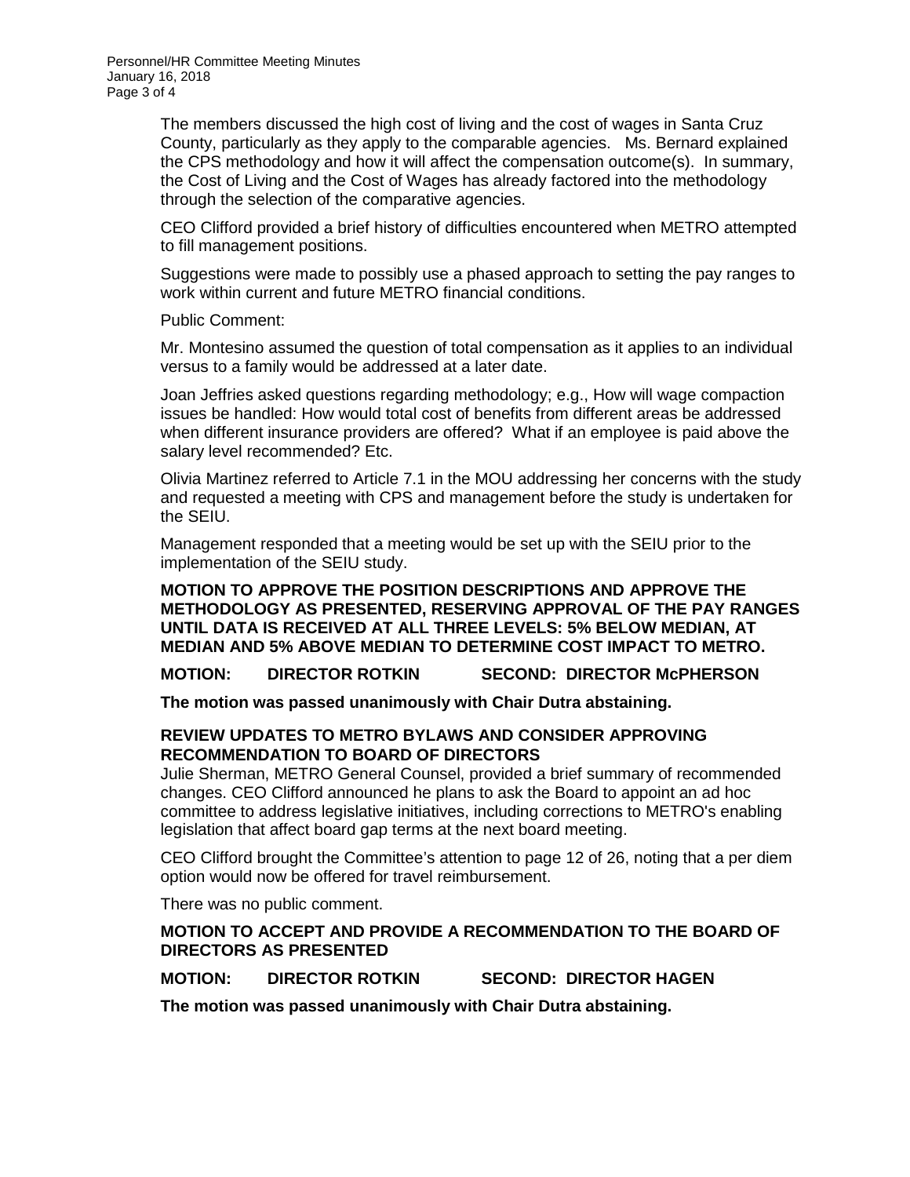The members discussed the high cost of living and the cost of wages in Santa Cruz County, particularly as they apply to the comparable agencies. Ms. Bernard explained the CPS methodology and how it will affect the compensation outcome(s). In summary, the Cost of Living and the Cost of Wages has already factored into the methodology through the selection of the comparative agencies.

CEO Clifford provided a brief history of difficulties encountered when METRO attempted to fill management positions.

Suggestions were made to possibly use a phased approach to setting the pay ranges to work within current and future METRO financial conditions.

Public Comment:

Mr. Montesino assumed the question of total compensation as it applies to an individual versus to a family would be addressed at a later date.

Joan Jeffries asked questions regarding methodology; e.g., How will wage compaction issues be handled: How would total cost of benefits from different areas be addressed when different insurance providers are offered? What if an employee is paid above the salary level recommended? Etc.

Olivia Martinez referred to Article 7.1 in the MOU addressing her concerns with the study and requested a meeting with CPS and management before the study is undertaken for the SEIU.

Management responded that a meeting would be set up with the SEIU prior to the implementation of the SEIU study.

**MOTION TO APPROVE THE POSITION DESCRIPTIONS AND APPROVE THE METHODOLOGY AS PRESENTED, RESERVING APPROVAL OF THE PAY RANGES UNTIL DATA IS RECEIVED AT ALL THREE LEVELS: 5% BELOW MEDIAN, AT MEDIAN AND 5% ABOVE MEDIAN TO DETERMINE COST IMPACT TO METRO.**

**MOTION: DIRECTOR ROTKIN SECOND: DIRECTOR McPHERSON**

**The motion was passed unanimously with Chair Dutra abstaining.**

**REVIEW UPDATES TO METRO BYLAWS AND CONSIDER APPROVING RECOMMENDATION TO BOARD OF DIRECTORS**

Julie Sherman, METRO General Counsel, provided a brief summary of recommended changes. CEO Clifford announced he plans to ask the Board to appoint an ad hoc committee to address legislative initiatives, including corrections to METRO's enabling legislation that affect board gap terms at the next board meeting.

CEO Clifford brought the Committee's attention to page 12 of 26, noting that a per diem option would now be offered for travel reimbursement.

There was no public comment.

**MOTION TO ACCEPT AND PROVIDE A RECOMMENDATION TO THE BOARD OF DIRECTORS AS PRESENTED**

**MOTION: DIRECTOR ROTKIN SECOND: DIRECTOR HAGEN**

**The motion was passed unanimously with Chair Dutra abstaining.**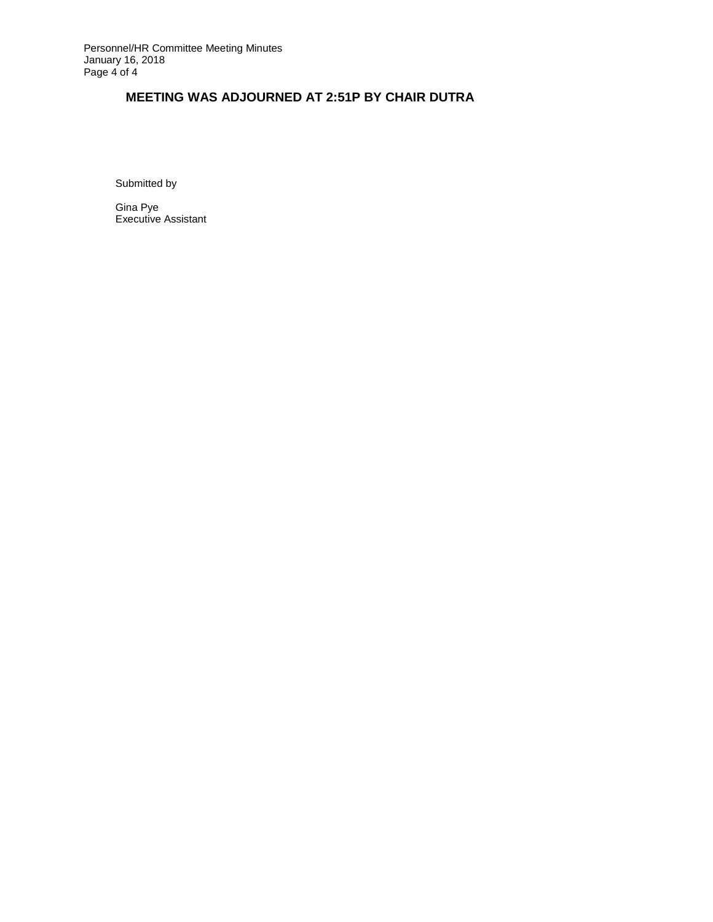**MEETING WAS ADJOURNED AT 2:51P BY CHAIR DUTRA**

Submitted by

Gina Pye
Executive Assistant